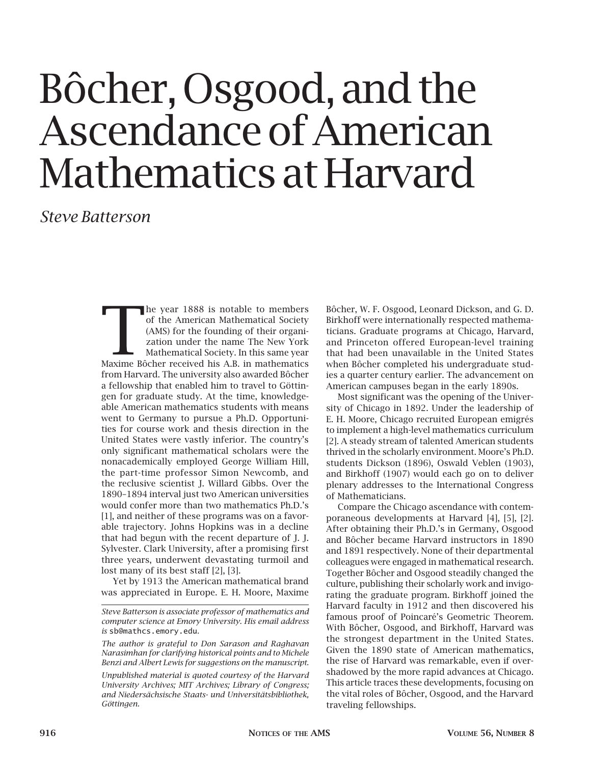# Bôcher, Osgood, and the Ascendance of American Mathematics at Harvard

*Steve Batterson*

The year 1888 is notable to members of the American Mathematical Society (AMS) for the founding of their organization under the name The New York Mathematical Society. In this same year Maxime Bôcher received his A.B. in mathematics from Harvard. The university also awarded Bôcher a fellowship that enabled him to travel to Göttingen for graduate study. At the time, knowledgeable American mathematics students with means went to Germany to pursue a Ph.D. Opportunities for course work and thesis direction in the United States were vastly inferior. The country's only significant mathematical scholars were the nonacademically employed George William Hill, the part-time professor Simon Newcomb, and the reclusive scientist J. Willard Gibbs. Over the 1890–1894 interval just two American universities would confer more than two mathematics Ph.D.'s [1], and neither of these programs was on a favorable trajectory. Johns Hopkins was in a decline that had begun with the recent departure of J. J. Sylvester. Clark University, after a promising first three years, underwent devastating turmoil and lost many of its best staff [2], [3].

Yet by 1913 the American mathematical brand was appreciated in Europe. E. H. Moore, Maxime Bôcher, W. F. Osgood, Leonard Dickson, and G. D. Birkhoff were internationally respected mathematicians. Graduate programs at Chicago, Harvard, and Princeton offered European-level training that had been unavailable in the United States when Bôcher completed his undergraduate studies a quarter century earlier. The advancement on American campuses began in the early 1890s.

Most significant was the opening of the University of Chicago in 1892. Under the leadership of E. H. Moore, Chicago recruited European emigrés to implement a high-level mathematics curriculum [2]. A steady stream of talented American students thrived in the scholarly environment. Moore's Ph.D. students Dickson (1896), Oswald Veblen (1903), and Birkhoff (1907) would each go on to deliver plenary addresses to the International Congress of Mathematicians.

Compare the Chicago ascendance with contemporaneous developments at Harvard [4], [5], [2]. After obtaining their Ph.D.'s in Germany, Osgood and Bôcher became Harvard instructors in 1890 and 1891 respectively. None of their departmental colleagues were engaged in mathematical research. Together Bôcher and Osgood steadily changed the culture, publishing their scholarly work and invigorating the graduate program. Birkhoff joined the Harvard faculty in 1912 and then discovered his famous proof of Poincaré's Geometric Theorem. With Bôcher, Osgood, and Birkhoff, Harvard was the strongest department in the United States. Given the 1890 state of American mathematics, the rise of Harvard was remarkable, even if overshadowed by the more rapid advances at Chicago. This article traces these developments, focusing on the vital roles of Bôcher, Osgood, and the Harvard traveling fellowships.

---

*Steve Batterson is associate professor of mathematics and computer science at Emory University. His email address is* sb@mathcs.emory.edu*.*

*The author is grateful to Don Sarason and Raghavan Narasimhan for clarifying historical points and to Michele Benzi and Albert Lewis for suggestions on the manuscript.*

*Unpublished material is quoted courtesy of the Harvard University Archives; MIT Archives; Library of Congress; and Niedersächsische Staats- und Universitätsbibliothek, Göttingen.*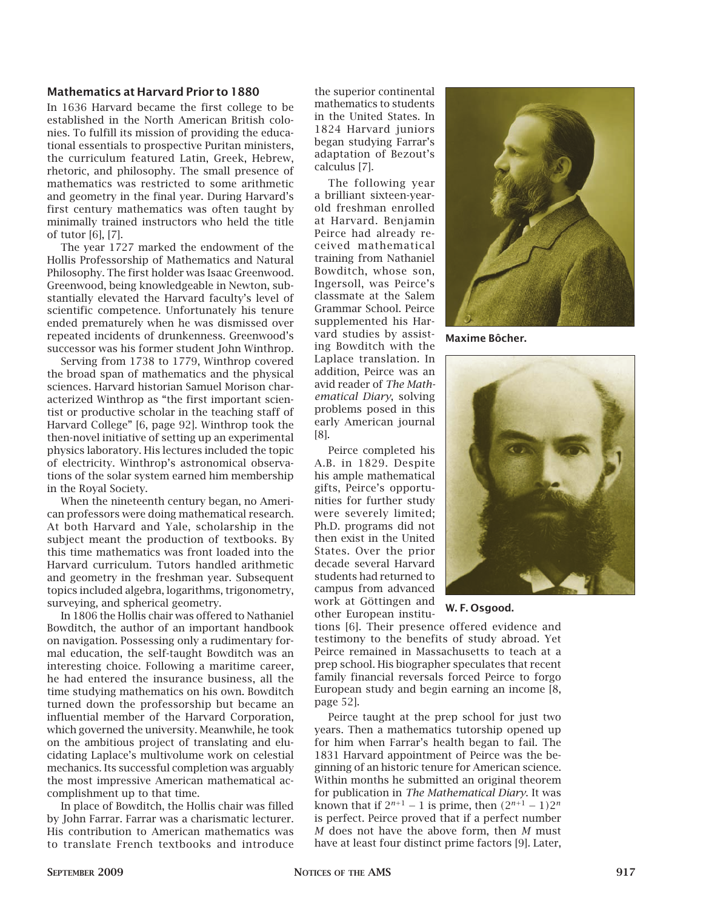### Mathematics at Harvard Prior to 1880

In 1636 Harvard became the first college to be established in the North American British colonies. To fulfill its mission of providing the educational essentials to prospective Puritan ministers, the curriculum featured Latin, Greek, Hebrew, rhetoric, and philosophy. The small presence of mathematics was restricted to some arithmetic and geometry in the final year. During Harvard's first century mathematics was often taught by minimally trained instructors who held the title of tutor [6], [7].

The year 1727 marked the endowment of the Hollis Professorship of Mathematics and Natural Philosophy. The first holder was Isaac Greenwood. Greenwood, being knowledgeable in Newton, substantially elevated the Harvard faculty's level of scientific competence. Unfortunately his tenure ended prematurely when he was dismissed over repeated incidents of drunkenness. Greenwood's successor was his former student John Winthrop.

Serving from 1738 to 1779, Winthrop covered the broad span of mathematics and the physical sciences. Harvard historian Samuel Morison characterized Winthrop as "the first important scientist or productive scholar in the teaching staff of Harvard College" [6, page 92]. Winthrop took the then-novel initiative of setting up an experimental physics laboratory. His lectures included the topic of electricity. Winthrop's astronomical observations of the solar system earned him membership in the Royal Society.

When the nineteenth century began, no American professors were doing mathematical research. At both Harvard and Yale, scholarship in the subject meant the production of textbooks. By this time mathematics was front loaded into the Harvard curriculum. Tutors handled arithmetic and geometry in the freshman year. Subsequent topics included algebra, logarithms, trigonometry, surveying, and spherical geometry.

In 1806 the Hollis chair was offered to Nathaniel Bowditch, the author of an important handbook on navigation. Possessing only a rudimentary formal education, the self-taught Bowditch was an interesting choice. Following a maritime career, he had entered the insurance business, all the time studying mathematics on his own. Bowditch turned down the professorship but became an influential member of the Harvard Corporation, which governed the university. Meanwhile, he took on the ambitious project of translating and elucidating Laplace's multivolume work on celestial mechanics. Its successful completion was arguably the most impressive American mathematical accomplishment up to that time.

In place of Bowditch, the Hollis chair was filled by John Farrar. Farrar was a charismatic lecturer. His contribution to American mathematics was to translate French textbooks and introduce the superior continental mathematics to students in the United States. In 1824 Harvard juniors began studying Farrar's adaptation of Bezout's calculus [7].

The following year a brilliant sixteen-year-old freshman enrolled at Harvard. Benjamin Peirce had already received mathematical training from Nathaniel Bowditch, whose son, Ingersoll, was Peirce's classmate at the Salem Grammar School. Peirce supplemented his Harvard studies by assisting Bowditch with the Laplace translation. In addition, Peirce was an avid reader of *The Mathematical Diary*, solving problems posed in this early American journal [8].

Maxime Bôcher.

W. F. Osgood.

Peirce completed his A.B. in 1829. Despite his ample mathematical gifts, Peirce's opportunities for further study were severely limited; Ph.D. programs did not then exist in the United States. Over the prior decade several Harvard students had returned to campus from advanced work at Göttingen and other European institutions [6]. Their presence offered evidence and testimony to the benefits of study abroad. Yet Peirce remained in Massachusetts to teach at a prep school. His biographer speculates that recent family financial reversals forced Peirce to forgo European study and begin earning an income [8, page 52].

Peirce taught at the prep school for just two years. Then a mathematics tutorship opened up for him when Farrar's health began to fail. The 1831 Harvard appointment of Peirce was the beginning of an historic tenure for American science. Within months he submitted an original theorem for publication in *The Mathematical Diary*. It was known that if $2^{n+1} - 1$ is prime, then $(2^{n+1} - 1)2^n$ is perfect. Peirce proved that if a perfect number $M$ does not have the above form, then $M$ must have at least four distinct prime factors [9]. Later,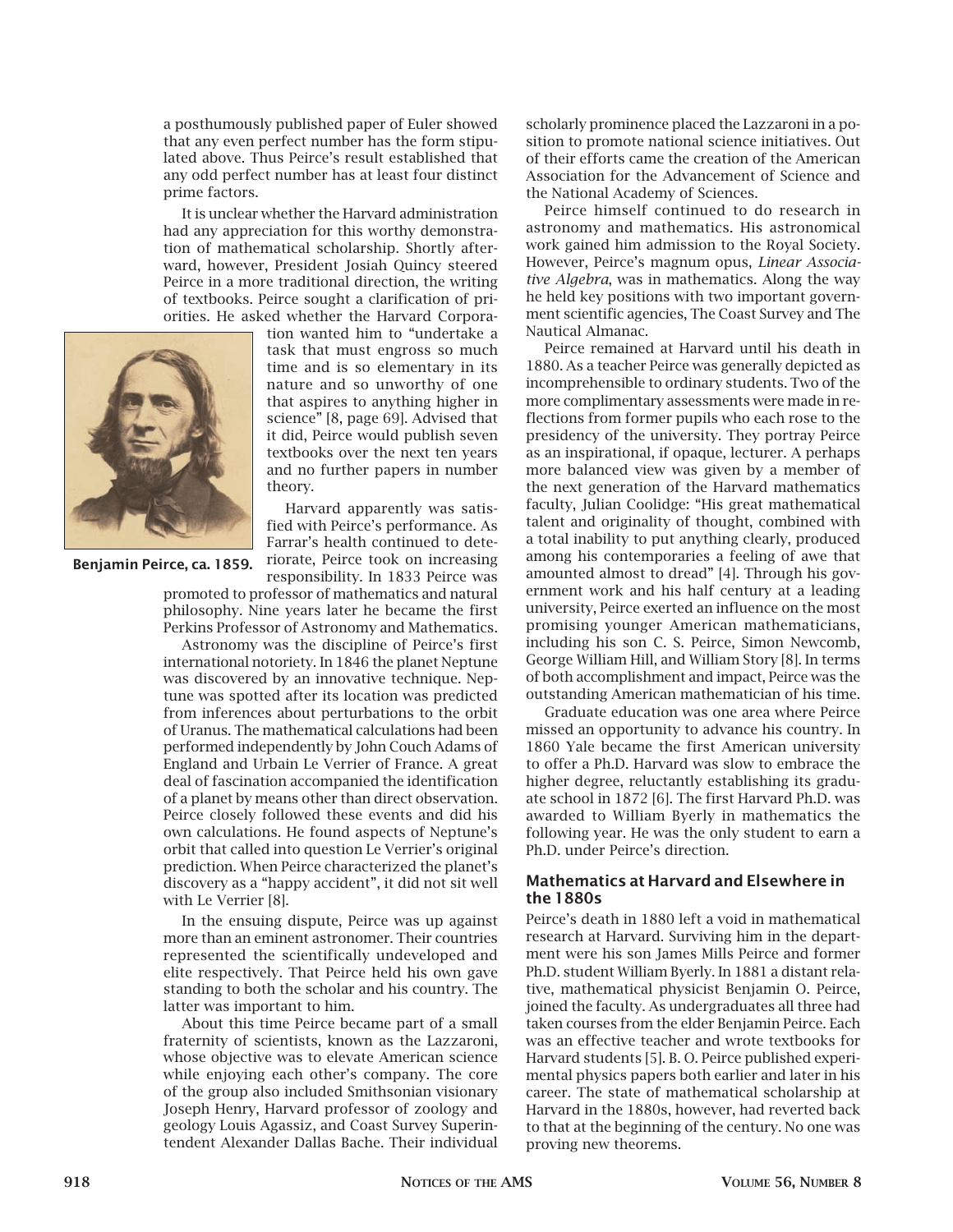a posthumously published paper of Euler showed that any even perfect number has the form stipulated above. Thus Peirce's result established that any odd perfect number has at least four distinct prime factors.

It is unclear whether the Harvard administration had any appreciation for this worthy demonstration of mathematical scholarship. Shortly afterward, however, President Josiah Quincy steered Peirce in a more traditional direction, the writing of textbooks. Peirce sought a clarification of priorities. He asked whether the Harvard Corporation wanted him to "undertake a task that must engross so much time and is so elementary in its nature and so unworthy of one that aspires to anything higher in science" [8, page 69]. Advised that it did, Peirce would publish seven textbooks over the next ten years and no further papers in number theory.

**Benjamin Peirce, ca. 1859.**

Harvard apparently was satisfied with Peirce's performance. As Farrar's health continued to deteriorate, Peirce took on increasing responsibility. In 1833 Peirce was promoted to professor of mathematics and natural philosophy. Nine years later he became the first Perkins Professor of Astronomy and Mathematics.

Astronomy was the discipline of Peirce's first international notoriety. In 1846 the planet Neptune was discovered by an innovative technique. Neptune was spotted after its location was predicted from inferences about perturbations to the orbit of Uranus. The mathematical calculations had been performed independently by John Couch Adams of England and Urbain Le Verrier of France. A great deal of fascination accompanied the identification of a planet by means other than direct observation. Peirce closely followed these events and did his own calculations. He found aspects of Neptune's orbit that called into question Le Verrier's original prediction. When Peirce characterized the planet's discovery as a "happy accident", it did not sit well with Le Verrier [8].

In the ensuing dispute, Peirce was up against more than an eminent astronomer. Their countries represented the scientifically undeveloped and elite respectively. That Peirce held his own gave standing to both the scholar and his country. The latter was important to him.

About this time Peirce became part of a small fraternity of scientists, known as the Lazzaroni, whose objective was to elevate American science while enjoying each other's company. The core of the group also included Smithsonian visionary Joseph Henry, Harvard professor of zoology and geology Louis Agassiz, and Coast Survey Superintendent Alexander Dallas Bache. Their individual scholarly prominence placed the Lazzaroni in a position to promote national science initiatives. Out of their efforts came the creation of the American Association for the Advancement of Science and the National Academy of Sciences.

Peirce himself continued to do research in astronomy and mathematics. His astronomical work gained him admission to the Royal Society. However, Peirce's magnum opus, *Linear Associative Algebra*, was in mathematics. Along the way he held key positions with two important government scientific agencies, The Coast Survey and The Nautical Almanac.

Peirce remained at Harvard until his death in 1880. As a teacher Peirce was generally depicted as incomprehensible to ordinary students. Two of the more complimentary assessments were made in reflections from former pupils who each rose to the presidency of the university. They portray Peirce as an inspirational, if opaque, lecturer. A perhaps more balanced view was given by a member of the next generation of the Harvard mathematics faculty, Julian Coolidge: "His great mathematical talent and originality of thought, combined with a total inability to put anything clearly, produced among his contemporaries a feeling of awe that amounted almost to dread" [4]. Through his government work and his half century at a leading university, Peirce exerted an influence on the most promising younger American mathematicians, including his son C. S. Peirce, Simon Newcomb, George William Hill, and William Story [8]. In terms of both accomplishment and impact, Peirce was the outstanding American mathematician of his time.

Graduate education was one area where Peirce missed an opportunity to advance his country. In 1860 Yale became the first American university to offer a Ph.D. Harvard was slow to embrace the higher degree, reluctantly establishing its graduate school in 1872 [6]. The first Harvard Ph.D. was awarded to William Byerly in mathematics the following year. He was the only student to earn a Ph.D. under Peirce's direction.

## Mathematics at Harvard and Elsewhere in the 1880s

Peirce's death in 1880 left a void in mathematical research at Harvard. Surviving him in the department were his son James Mills Peirce and former Ph.D. student William Byerly. In 1881 a distant relative, mathematical physicist Benjamin O. Peirce, joined the faculty. As undergraduates all three had taken courses from the elder Benjamin Peirce. Each was an effective teacher and wrote textbooks for Harvard students [5]. B. O. Peirce published experimental physics papers both earlier and later in his career. The state of mathematical scholarship at Harvard in the 1880s, however, had reverted back to that at the beginning of the century. No one was proving new theorems.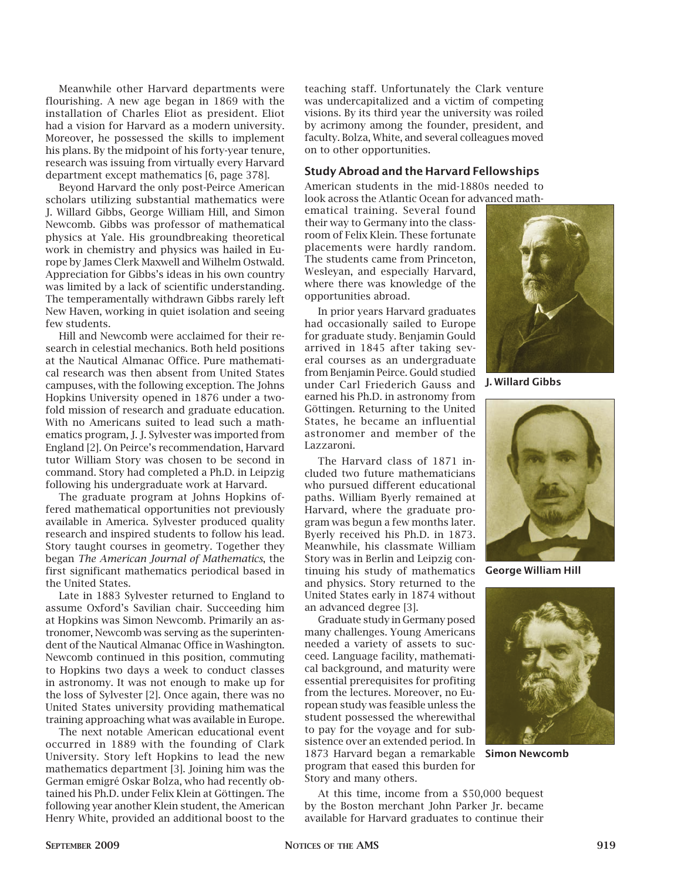Meanwhile other Harvard departments were flourishing. A new age began in 1869 with the installation of Charles Eliot as president. Eliot had a vision for Harvard as a modern university. Moreover, he possessed the skills to implement his plans. By the midpoint of his forty-year tenure, research was issuing from virtually every Harvard department except mathematics [6, page 378].

Beyond Harvard the only post-Peirce American scholars utilizing substantial mathematics were J. Willard Gibbs, George William Hill, and Simon Newcomb. Gibbs was professor of mathematical physics at Yale. His groundbreaking theoretical work in chemistry and physics was hailed in Europe by James Clerk Maxwell and Wilhelm Ostwald. Appreciation for Gibbs's ideas in his own country was limited by a lack of scientific understanding. The temperamentally withdrawn Gibbs rarely left New Haven, working in quiet isolation and seeing few students.

Hill and Newcomb were acclaimed for their research in celestial mechanics. Both held positions at the Nautical Almanac Office. Pure mathematical research was then absent from United States campuses, with the following exception. The Johns Hopkins University opened in 1876 under a twofold mission of research and graduate education. With no Americans suited to lead such a mathematics program, J. J. Sylvester was imported from England [2]. On Peirce's recommendation, Harvard tutor William Story was chosen to be second in command. Story had completed a Ph.D. in Leipzig following his undergraduate work at Harvard.

The graduate program at Johns Hopkins offered mathematical opportunities not previously available in America. Sylvester produced quality research and inspired students to follow his lead. Story taught courses in geometry. Together they began *The American Journal of Mathematics*, the first significant mathematics periodical based in the United States.

Late in 1883 Sylvester returned to England to assume Oxford's Savilian chair. Succeeding him at Hopkins was Simon Newcomb. Primarily an astronomer, Newcomb was serving as the superintendent of the Nautical Almanac Office in Washington. Newcomb continued in this position, commuting to Hopkins two days a week to conduct classes in astronomy. It was not enough to make up for the loss of Sylvester [2]. Once again, there was no United States university providing mathematical training approaching what was available in Europe.

The next notable American educational event occurred in 1889 with the founding of Clark University. Story left Hopkins to lead the new mathematics department [3]. Joining him was the German emigré Oskar Bolza, who had recently obtained his Ph.D. under Felix Klein at Göttingen. The following year another Klein student, the American Henry White, provided an additional boost to the teaching staff. Unfortunately the Clark venture was undercapitalized and a victim of competing visions. By its third year the university was roiled by acrimony among the founder, president, and faculty. Bolza, White, and several colleagues moved on to other opportunities.

## Study Abroad and the Harvard Fellowships

American students in the mid-1880s needed to look across the Atlantic Ocean for advanced mathematical training. Several found their way to Germany into the classroom of Felix Klein. These fortunate placements were hardly random. The students came from Princeton, Wesleyan, and especially Harvard, where there was knowledge of the opportunities abroad.

In prior years Harvard graduates had occasionally sailed to Europe for graduate study. Benjamin Gould arrived in 1845 after taking several courses as an undergraduate from Benjamin Peirce. Gould studied under Carl Friederich Gauss and earned his Ph.D. in astronomy from Göttingen. Returning to the United States, he became an influential astronomer and member of the Lazzaroni.

The Harvard class of 1871 included two future mathematicians who pursued different educational paths. William Byerly remained at Harvard, where the graduate program was begun a few months later. Byerly received his Ph.D. in 1873. Meanwhile, his classmate William Story was in Berlin and Leipzig continuing his study of mathematics and physics. Story returned to the United States early in 1874 without an advanced degree [3].

Graduate study in Germany posed many challenges. Young Americans needed a variety of assets to succeed. Language facility, mathematical background, and maturity were essential prerequisites for profiting from the lectures. Moreover, no European study was feasible unless the student possessed the wherewithal to pay for the voyage and for subsistence over an extended period. In 1873 Harvard began a remarkable program that eased this burden for Story and many others.

At this time, income from a $50,000 bequest by the Boston merchant John Parker Jr. became available for Harvard graduates to continue their

**J. Willard Gibbs**

**George William Hill**

**Simon Newcomb**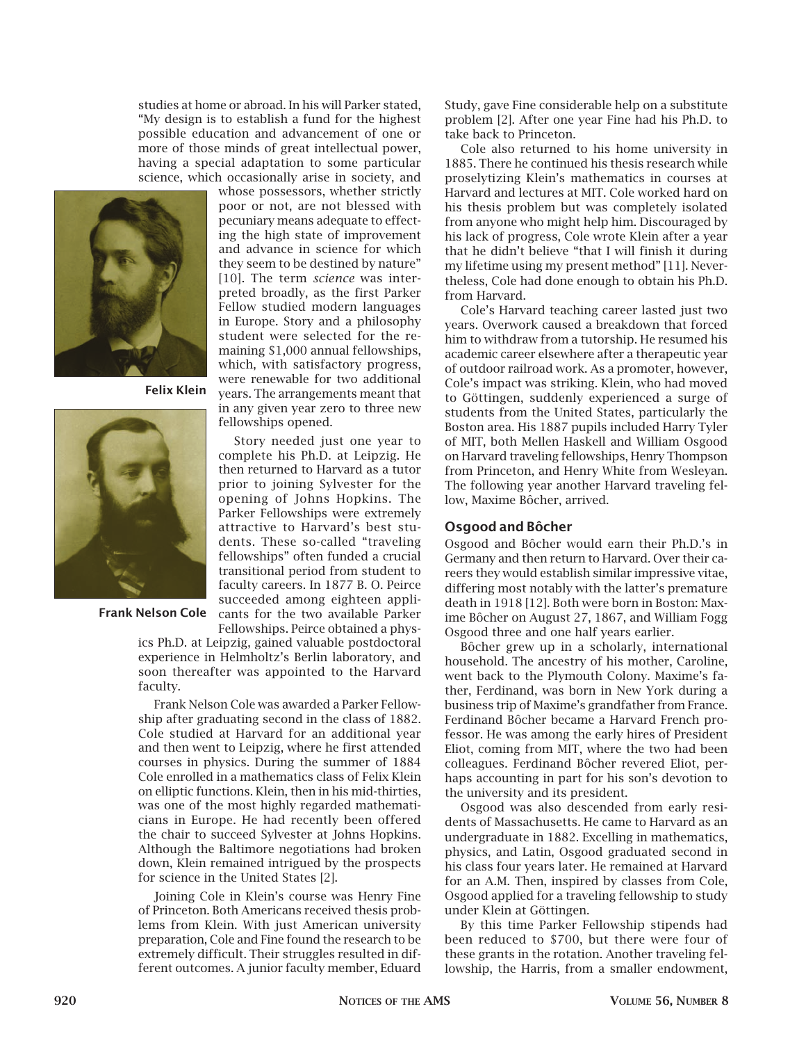studies at home or abroad. In his will Parker stated, "My design is to establish a fund for the highest possible education and advancement of one or more of those minds of great intellectual power, having a special adaptation to some particular science, which occasionally arise in society, and whose possessors, whether strictly poor or not, are not blessed with pecuniary means adequate to effecting the high state of improvement and advance in science for which they seem to be destined by nature" [10]. The term *science* was interpreted broadly, as the first Parker Fellow studied modern languages in Europe. Story and a philosophy student were selected for the remaining $1,000 annual fellowships, which, with satisfactory progress, were renewable for two additional years. The arrangements meant that in any given year zero to three new fellowships opened.

**Felix Klein**

**Frank Nelson Cole**

Story needed just one year to complete his Ph.D. at Leipzig. He then returned to Harvard as a tutor prior to joining Sylvester for the opening of Johns Hopkins. The Parker Fellowships were extremely attractive to Harvard's best students. These so-called "traveling fellowships" often funded a crucial transitional period from student to faculty careers. In 1877 B. O. Peirce succeeded among eighteen applicants for the two available Parker Fellowships. Peirce obtained a physics Ph.D. at Leipzig, gained valuable postdoctoral experience in Helmholtz's Berlin laboratory, and soon thereafter was appointed to the Harvard faculty.

Frank Nelson Cole was awarded a Parker Fellowship after graduating second in the class of 1882. Cole studied at Harvard for an additional year and then went to Leipzig, where he first attended courses in physics. During the summer of 1884 Cole enrolled in a mathematics class of Felix Klein on elliptic functions. Klein, then in his mid-thirties, was one of the most highly regarded mathematicians in Europe. He had recently been offered the chair to succeed Sylvester at Johns Hopkins. Although the Baltimore negotiations had broken down, Klein remained intrigued by the prospects for science in the United States [2].

Joining Cole in Klein's course was Henry Fine of Princeton. Both Americans received thesis problems from Klein. With just American university preparation, Cole and Fine found the research to be extremely difficult. Their struggles resulted in different outcomes. A junior faculty member, Eduard Study, gave Fine considerable help on a substitute problem [2]. After one year Fine had his Ph.D. to take back to Princeton.

Cole also returned to his home university in 1885. There he continued his thesis research while proselytizing Klein's mathematics in courses at Harvard and lectures at MIT. Cole worked hard on his thesis problem but was completely isolated from anyone who might help him. Discouraged by his lack of progress, Cole wrote Klein after a year that he didn't believe "that I will finish it during my lifetime using my present method" [11]. Nevertheless, Cole had done enough to obtain his Ph.D. from Harvard.

Cole's Harvard teaching career lasted just two years. Overwork caused a breakdown that forced him to withdraw from a tutorship. He resumed his academic career elsewhere after a therapeutic year of outdoor railroad work. As a promoter, however, Cole's impact was striking. Klein, who had moved to Göttingen, suddenly experienced a surge of students from the United States, particularly the Boston area. His 1887 pupils included Harry Tyler of MIT, both Mellen Haskell and William Osgood on Harvard traveling fellowships, Henry Thompson from Princeton, and Henry White from Wesleyan. The following year another Harvard traveling fellow, Maxime Bôcher, arrived.

## Osgood and Bôcher

Osgood and Bôcher would earn their Ph.D.'s in Germany and then return to Harvard. Over their careers they would establish similar impressive vitae, differing most notably with the latter's premature death in 1918 [12]. Both were born in Boston: Maxime Bôcher on August 27, 1867, and William Fogg Osgood three and one half years earlier.

Bôcher grew up in a scholarly, international household. The ancestry of his mother, Caroline, went back to the Plymouth Colony. Maxime's father, Ferdinand, was born in New York during a business trip of Maxime's grandfather from France. Ferdinand Bôcher became a Harvard French professor. He was among the early hires of President Eliot, coming from MIT, where the two had been colleagues. Ferdinand Bôcher revered Eliot, perhaps accounting in part for his son's devotion to the university and its president.

Osgood was also descended from early residents of Massachusetts. He came to Harvard as an undergraduate in 1882. Excelling in mathematics, physics, and Latin, Osgood graduated second in his class four years later. He remained at Harvard for an A.M. Then, inspired by classes from Cole, Osgood applied for a traveling fellowship to study under Klein at Göttingen.

By this time Parker Fellowship stipends had been reduced to $700, but there were four of these grants in the rotation. Another traveling fellowship, the Harris, from a smaller endowment,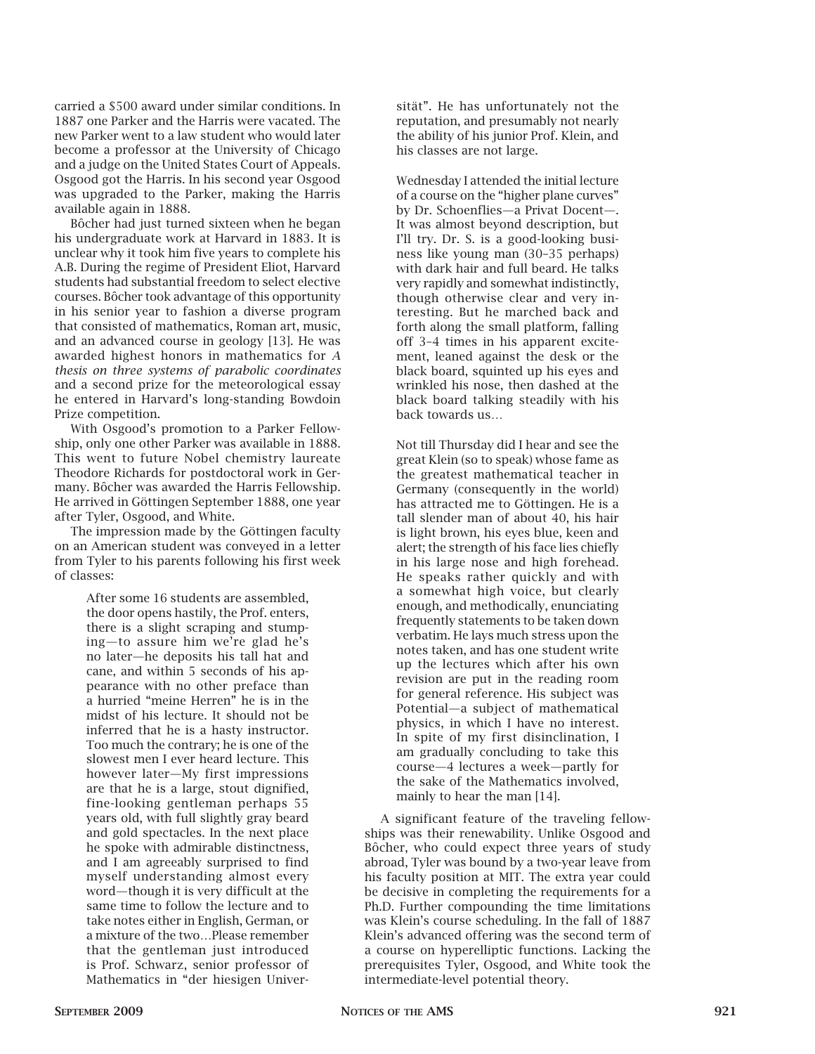carried a $500 award under similar conditions. In 1887 one Parker and the Harris were vacated. The new Parker went to a law student who would later become a professor at the University of Chicago and a judge on the United States Court of Appeals. Osgood got the Harris. In his second year Osgood was upgraded to the Parker, making the Harris available again in 1888.

Bôcher had just turned sixteen when he began his undergraduate work at Harvard in 1883. It is unclear why it took him five years to complete his A.B. During the regime of President Eliot, Harvard students had substantial freedom to select elective courses. Bôcher took advantage of this opportunity in his senior year to fashion a diverse program that consisted of mathematics, Roman art, music, and an advanced course in geology [13]. He was awarded highest honors in mathematics for *A thesis on three systems of parabolic coordinates* and a second prize for the meteorological essay he entered in Harvard's long-standing Bowdoin Prize competition.

With Osgood's promotion to a Parker Fellowship, only one other Parker was available in 1888. This went to future Nobel chemistry laureate Theodore Richards for postdoctoral work in Germany. Bôcher was awarded the Harris Fellowship. He arrived in Göttingen September 1888, one year after Tyler, Osgood, and White.

The impression made by the Göttingen faculty on an American student was conveyed in a letter from Tyler to his parents following his first week of classes:

> After some 16 students are assembled, the door opens hastily, the Prof. enters, there is a slight scraping and stumping—to assure him we're glad he's no later—he deposits his tall hat and cane, and within 5 seconds of his appearance with no other preface than a hurried "meine Herren" he is in the midst of his lecture. It should not be inferred that he is a hasty instructor. Too much the contrary; he is one of the slowest men I ever heard lecture. This however later—My first impressions are that he is a large, stout dignified, fine-looking gentleman perhaps 55 years old, with full slightly gray beard and gold spectacles. In the next place he spoke with admirable distinctness, and I am agreeably surprised to find myself understanding almost every word—though it is very difficult at the same time to follow the lecture and to take notes either in English, German, or a mixture of the two…Please remember that the gentleman just introduced is Prof. Schwarz, senior professor of Mathematics in "der hiesigen Universität". He has unfortunately not the reputation, and presumably not nearly the ability of his junior Prof. Klein, and his classes are not large.
>
> Wednesday I attended the initial lecture of a course on the "higher plane curves" by Dr. Schoenflies—a Privat Docent—. It was almost beyond description, but I'll try. Dr. S. is a good-looking business like young man (30–35 perhaps) with dark hair and full beard. He talks very rapidly and somewhat indistinctly, though otherwise clear and very interesting. But he marched back and forth along the small platform, falling off 3–4 times in his apparent excitement, leaned against the desk or the black board, squinted up his eyes and wrinkled his nose, then dashed at the black board talking steadily with his back towards us…
>
> Not till Thursday did I hear and see the great Klein (so to speak) whose fame as the greatest mathematical teacher in Germany (consequently in the world) has attracted me to Göttingen. He is a tall slender man of about 40, his hair is light brown, his eyes blue, keen and alert; the strength of his face lies chiefly in his large nose and high forehead. He speaks rather quickly and with a somewhat high voice, but clearly enough, and methodically, enunciating frequently statements to be taken down verbatim. He lays much stress upon the notes taken, and has one student write up the lectures which after his own revision are put in the reading room for general reference. His subject was Potential—a subject of mathematical physics, in which I have no interest. In spite of my first disinclination, I am gradually concluding to take this course—4 lectures a week—partly for the sake of the Mathematics involved, mainly to hear the man [14].

A significant feature of the traveling fellowships was their renewability. Unlike Osgood and Bôcher, who could expect three years of study abroad, Tyler was bound by a two-year leave from his faculty position at MIT. The extra year could be decisive in completing the requirements for a Ph.D. Further compounding the time limitations was Klein's course scheduling. In the fall of 1887 Klein's advanced offering was the second term of a course on hyperelliptic functions. Lacking the prerequisites Tyler, Osgood, and White took the intermediate-level potential theory.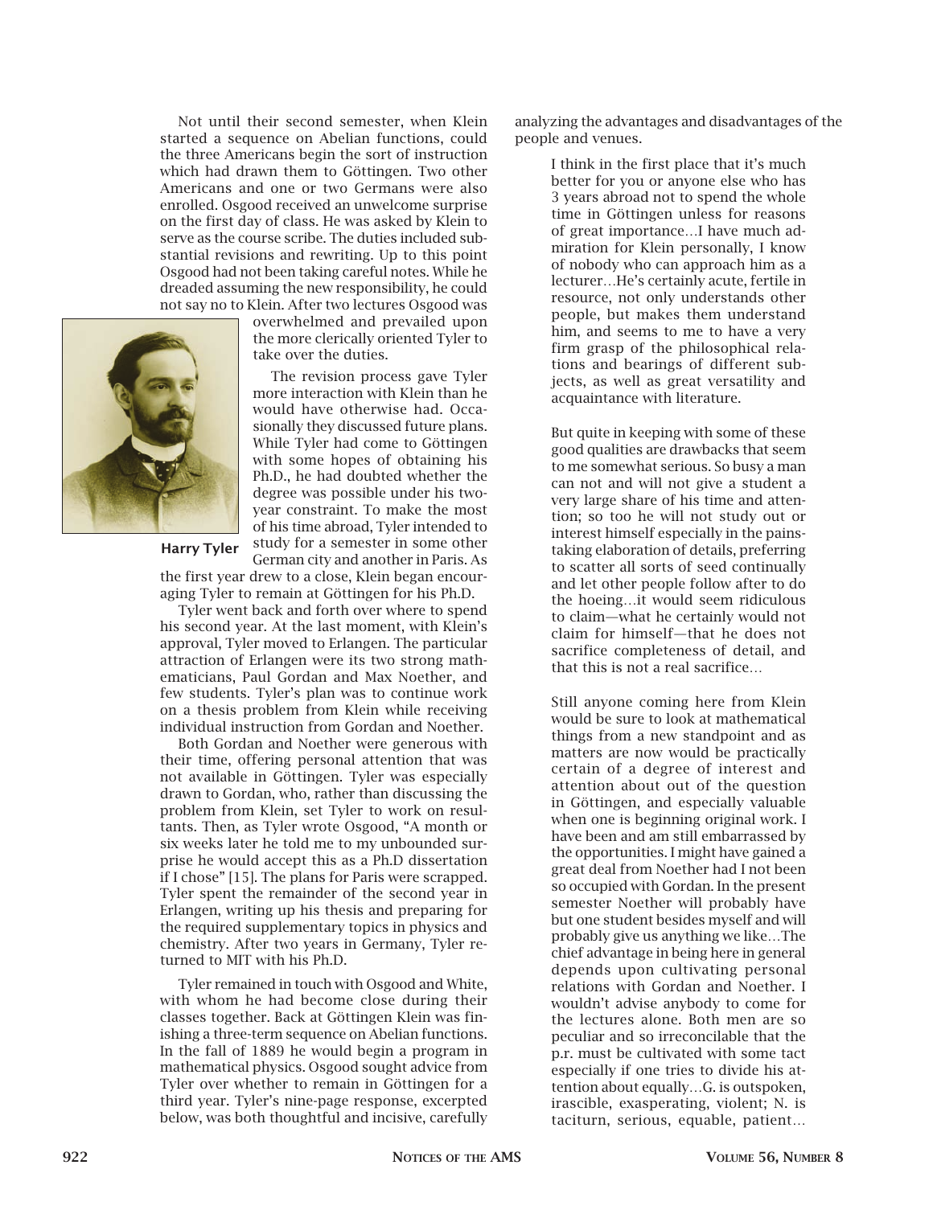Not until their second semester, when Klein started a sequence on Abelian functions, could the three Americans begin the sort of instruction which had drawn them to Göttingen. Two other Americans and one or two Germans were also enrolled. Osgood received an unwelcome surprise on the first day of class. He was asked by Klein to serve as the course scribe. The duties included substantial revisions and rewriting. Up to this point Osgood had not been taking careful notes. While he dreaded assuming the new responsibility, he could not say no to Klein. After two lectures Osgood was overwhelmed and prevailed upon the more clerically oriented Tyler to take over the duties.

Harry Tyler

The revision process gave Tyler more interaction with Klein than he would have otherwise had. Occasionally they discussed future plans. While Tyler had come to Göttingen with some hopes of obtaining his Ph.D., he had doubted whether the degree was possible under his two-year constraint. To make the most of his time abroad, Tyler intended to study for a semester in some other German city and another in Paris. As the first year drew to a close, Klein began encouraging Tyler to remain at Göttingen for his Ph.D.

Tyler went back and forth over where to spend his second year. At the last moment, with Klein's approval, Tyler moved to Erlangen. The particular attraction of Erlangen were its two strong mathematicians, Paul Gordan and Max Noether, and few students. Tyler's plan was to continue work on a thesis problem from Klein while receiving individual instruction from Gordan and Noether.

Both Gordan and Noether were generous with their time, offering personal attention that was not available in Göttingen. Tyler was especially drawn to Gordan, who, rather than discussing the problem from Klein, set Tyler to work on resultants. Then, as Tyler wrote Osgood, "A month or six weeks later he told me to my unbounded surprise he would accept this as a Ph.D dissertation if I chose" [15]. The plans for Paris were scrapped. Tyler spent the remainder of the second year in Erlangen, writing up his thesis and preparing for the required supplementary topics in physics and chemistry. After two years in Germany, Tyler returned to MIT with his Ph.D.

Tyler remained in touch with Osgood and White, with whom he had become close during their classes together. Back at Göttingen Klein was finishing a three-term sequence on Abelian functions. In the fall of 1889 he would begin a program in mathematical physics. Osgood sought advice from Tyler over whether to remain in Göttingen for a third year. Tyler's nine-page response, excerpted below, was both thoughtful and incisive, carefully analyzing the advantages and disadvantages of the people and venues.

> I think in the first place that it's much better for you or anyone else who has 3 years abroad not to spend the whole time in Göttingen unless for reasons of great importance…I have much admiration for Klein personally, I know of nobody who can approach him as a lecturer…He's certainly acute, fertile in resource, not only understands other people, but makes them understand him, and seems to me to have a very firm grasp of the philosophical relations and bearings of different subjects, as well as great versatility and acquaintance with literature.
>
> But quite in keeping with some of these good qualities are drawbacks that seem to me somewhat serious. So busy a man can not and will not give a student a very large share of his time and attention; so too he will not study out or interest himself especially in the painstaking elaboration of details, preferring to scatter all sorts of seed continually and let other people follow after to do the hoeing…it would seem ridiculous to claim—what he certainly would not claim for himself—that he does not sacrifice completeness of detail, and that this is not a real sacrifice…
>
> Still anyone coming here from Klein would be sure to look at mathematical things from a new standpoint and as matters are now would be practically certain of a degree of interest and attention about out of the question in Göttingen, and especially valuable when one is beginning original work. I have been and am still embarrassed by the opportunities. I might have gained a great deal from Noether had I not been so occupied with Gordan. In the present semester Noether will probably have but one student besides myself and will probably give us anything we like…The chief advantage in being here in general depends upon cultivating personal relations with Gordan and Noether. I wouldn't advise anybody to come for the lectures alone. Both men are so peculiar and so irreconcilable that the p.r. must be cultivated with some tact especially if one tries to divide his attention about equally…G. is outspoken, irascible, exasperating, violent; N. is taciturn, serious, equable, patient…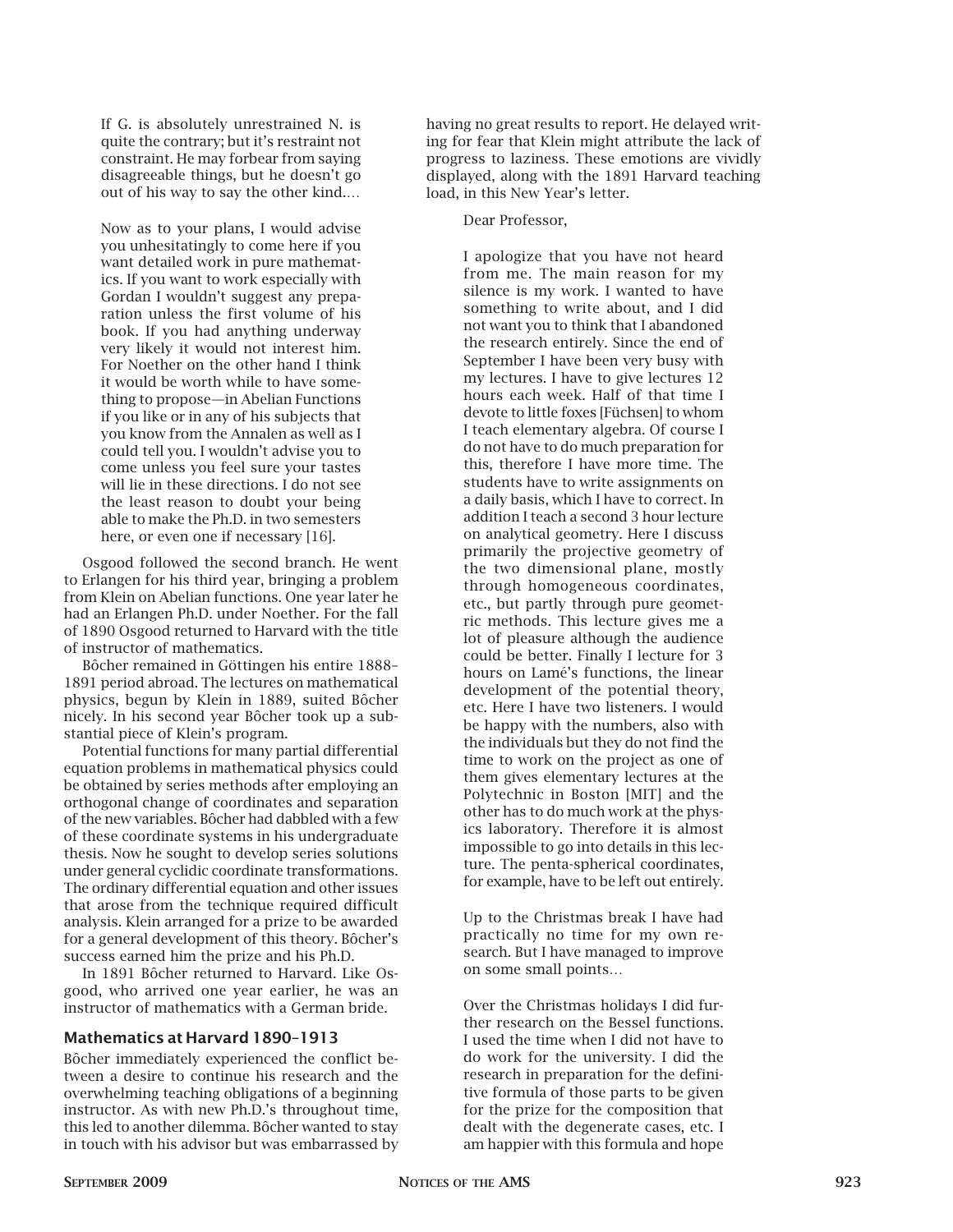> If G. is absolutely unrestrained N. is quite the contrary; but it's restraint not constraint. He may forbear from saying disagreeable things, but he doesn't go out of his way to say the other kind.…
>
> Now as to your plans, I would advise you unhesitatingly to come here if you want detailed work in pure mathematics. If you want to work especially with Gordan I wouldn't suggest any preparation unless the first volume of his book. If you had anything underway very likely it would not interest him. For Noether on the other hand I think it would be worth while to have something to propose—in Abelian Functions if you like or in any of his subjects that you know from the Annalen as well as I could tell you. I wouldn't advise you to come unless you feel sure your tastes will lie in these directions. I do not see the least reason to doubt your being able to make the Ph.D. in two semesters here, or even one if necessary [16].

Osgood followed the second branch. He went to Erlangen for his third year, bringing a problem from Klein on Abelian functions. One year later he had an Erlangen Ph.D. under Noether. For the fall of 1890 Osgood returned to Harvard with the title of instructor of mathematics.

Bôcher remained in Göttingen his entire 1888–1891 period abroad. The lectures on mathematical physics, begun by Klein in 1889, suited Bôcher nicely. In his second year Bôcher took up a substantial piece of Klein's program.

Potential functions for many partial differential equation problems in mathematical physics could be obtained by series methods after employing an orthogonal change of coordinates and separation of the new variables. Bôcher had dabbled with a few of these coordinate systems in his undergraduate thesis. Now he sought to develop series solutions under general cyclidic coordinate transformations. The ordinary differential equation and other issues that arose from the technique required difficult analysis. Klein arranged for a prize to be awarded for a general development of this theory. Bôcher's success earned him the prize and his Ph.D.

In 1891 Bôcher returned to Harvard. Like Osgood, who arrived one year earlier, he was an instructor of mathematics with a German bride.

## Mathematics at Harvard 1890–1913

Bôcher immediately experienced the conflict between a desire to continue his research and the overwhelming teaching obligations of a beginning instructor. As with new Ph.D.'s throughout time, this led to another dilemma. Bôcher wanted to stay in touch with his advisor but was embarrassed by having no great results to report. He delayed writing for fear that Klein might attribute the lack of progress to laziness. These emotions are vividly displayed, along with the 1891 Harvard teaching load, in this New Year's letter.

> Dear Professor,
>
> I apologize that you have not heard from me. The main reason for my silence is my work. I wanted to have something to write about, and I did not want you to think that I abandoned the research entirely. Since the end of September I have been very busy with my lectures. I have to give lectures 12 hours each week. Half of that time I devote to little foxes [Füchsen] to whom I teach elementary algebra. Of course I do not have to do much preparation for this, therefore I have more time. The students have to write assignments on a daily basis, which I have to correct. In addition I teach a second 3 hour lecture on analytical geometry. Here I discuss primarily the projective geometry of the two dimensional plane, mostly through homogeneous coordinates, etc., but partly through pure geometric methods. This lecture gives me a lot of pleasure although the audience could be better. Finally I lecture for 3 hours on Lamé's functions, the linear development of the potential theory, etc. Here I have two listeners. I would be happy with the numbers, also with the individuals but they do not find the time to work on the project as one of them gives elementary lectures at the Polytechnic in Boston [MIT] and the other has to do much work at the physics laboratory. Therefore it is almost impossible to go into details in this lecture. The penta-spherical coordinates, for example, have to be left out entirely.
>
> Up to the Christmas break I have had practically no time for my own research. But I have managed to improve on some small points…
>
> Over the Christmas holidays I did further research on the Bessel functions. I used the time when I did not have to do work for the university. I did the research in preparation for the definitive formula of those parts to be given for the prize for the composition that dealt with the degenerate cases, etc. I am happier with this formula and hope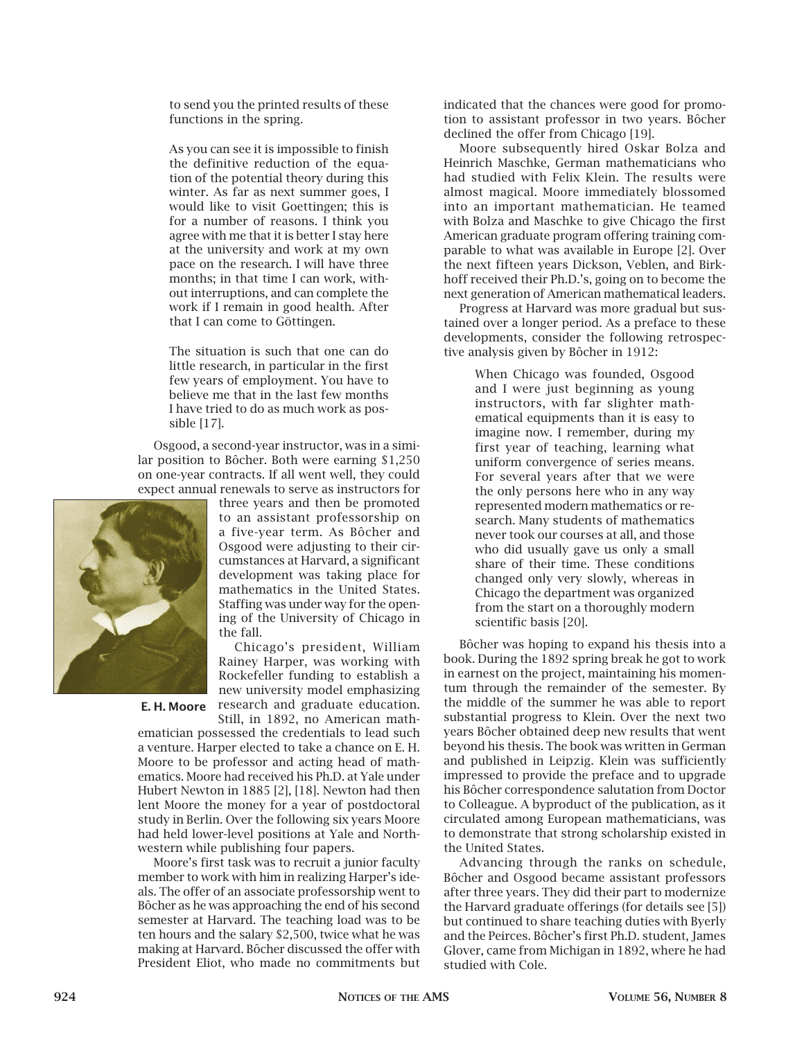> to send you the printed results of these functions in the spring.
>
> As you can see it is impossible to finish the definitive reduction of the equation of the potential theory during this winter. As far as next summer goes, I would like to visit Goettingen; this is for a number of reasons. I think you agree with me that it is better I stay here at the university and work at my own pace on the research. I will have three months; in that time I can work, without interruptions, and can complete the work if I remain in good health. After that I can come to Göttingen.
>
> The situation is such that one can do little research, in particular in the first few years of employment. You have to believe me that in the last few months I have tried to do as much work as possible [17].

Osgood, a second-year instructor, was in a similar position to Bôcher. Both were earning \$1,250 on one-year contracts. If all went well, they could expect annual renewals to serve as instructors for three years and then be promoted to an assistant professorship on a five-year term. As Bôcher and Osgood were adjusting to their circumstances at Harvard, a significant development was taking place for mathematics in the United States. Staffing was under way for the opening of the University of Chicago in the fall.

E. H. Moore

Chicago's president, William Rainey Harper, was working with Rockefeller funding to establish a new university model emphasizing research and graduate education. Still, in 1892, no American mathematician possessed the credentials to lead such a venture. Harper elected to take a chance on E. H. Moore to be professor and acting head of mathematics. Moore had received his Ph.D. at Yale under Hubert Newton in 1885 [2], [18]. Newton had then lent Moore the money for a year of postdoctoral study in Berlin. Over the following six years Moore had held lower-level positions at Yale and Northwestern while publishing four papers.

Moore's first task was to recruit a junior faculty member to work with him in realizing Harper's ideals. The offer of an associate professorship went to Bôcher as he was approaching the end of his second semester at Harvard. The teaching load was to be ten hours and the salary \$2,500, twice what he was making at Harvard. Bôcher discussed the offer with President Eliot, who made no commitments but indicated that the chances were good for promotion to assistant professor in two years. Bôcher declined the offer from Chicago [19].

Moore subsequently hired Oskar Bolza and Heinrich Maschke, German mathematicians who had studied with Felix Klein. The results were almost magical. Moore immediately blossomed into an important mathematician. He teamed with Bolza and Maschke to give Chicago the first American graduate program offering training comparable to what was available in Europe [2]. Over the next fifteen years Dickson, Veblen, and Birkhoff received their Ph.D.'s, going on to become the next generation of American mathematical leaders.

Progress at Harvard was more gradual but sustained over a longer period. As a preface to these developments, consider the following retrospective analysis given by Bôcher in 1912:

> When Chicago was founded, Osgood and I were just beginning as young instructors, with far slighter mathematical equipments than it is easy to imagine now. I remember, during my first year of teaching, learning what uniform convergence of series means. For several years after that we were the only persons here who in any way represented modern mathematics or research. Many students of mathematics never took our courses at all, and those who did usually gave us only a small share of their time. These conditions changed only very slowly, whereas in Chicago the department was organized from the start on a thoroughly modern scientific basis [20].

Bôcher was hoping to expand his thesis into a book. During the 1892 spring break he got to work in earnest on the project, maintaining his momentum through the remainder of the semester. By the middle of the summer he was able to report substantial progress to Klein. Over the next two years Bôcher obtained deep new results that went beyond his thesis. The book was written in German and published in Leipzig. Klein was sufficiently impressed to provide the preface and to upgrade his Bôcher correspondence salutation from Doctor to Colleague. A byproduct of the publication, as it circulated among European mathematicians, was to demonstrate that strong scholarship existed in the United States.

Advancing through the ranks on schedule, Bôcher and Osgood became assistant professors after three years. They did their part to modernize the Harvard graduate offerings (for details see [5]) but continued to share teaching duties with Byerly and the Peirces. Bôcher's first Ph.D. student, James Glover, came from Michigan in 1892, where he had studied with Cole.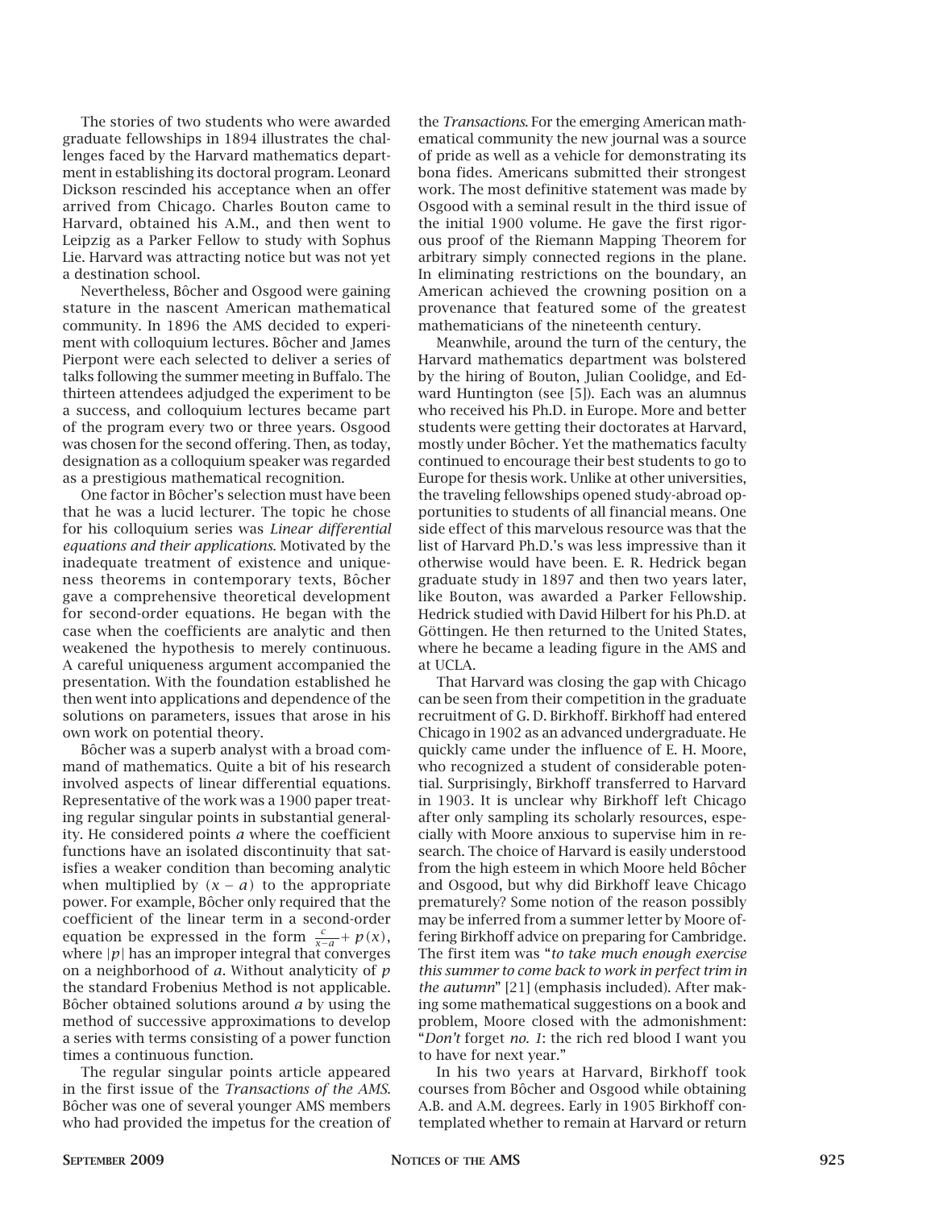The stories of two students who were awarded graduate fellowships in 1894 illustrates the challenges faced by the Harvard mathematics department in establishing its doctoral program. Leonard Dickson rescinded his acceptance when an offer arrived from Chicago. Charles Bouton came to Harvard, obtained his A.M., and then went to Leipzig as a Parker Fellow to study with Sophus Lie. Harvard was attracting notice but was not yet a destination school.

Nevertheless, Bôcher and Osgood were gaining stature in the nascent American mathematical community. In 1896 the AMS decided to experiment with colloquium lectures. Bôcher and James Pierpont were each selected to deliver a series of talks following the summer meeting in Buffalo. The thirteen attendees adjudged the experiment to be a success, and colloquium lectures became part of the program every two or three years. Osgood was chosen for the second offering. Then, as today, designation as a colloquium speaker was regarded as a prestigious mathematical recognition.

One factor in Bôcher's selection must have been that he was a lucid lecturer. The topic he chose for his colloquium series was *Linear differential equations and their applications*. Motivated by the inadequate treatment of existence and uniqueness theorems in contemporary texts, Bôcher gave a comprehensive theoretical development for second-order equations. He began with the case when the coefficients are analytic and then weakened the hypothesis to merely continuous. A careful uniqueness argument accompanied the presentation. With the foundation established he then went into applications and dependence of the solutions on parameters, issues that arose in his own work on potential theory.

Bôcher was a superb analyst with a broad command of mathematics. Quite a bit of his research involved aspects of linear differential equations. Representative of the work was a 1900 paper treating regular singular points in substantial generality. He considered points $a$ where the coefficient functions have an isolated discontinuity that satisfies a weaker condition than becoming analytic when multiplied by $(x - a)$ to the appropriate power. For example, Bôcher only required that the coefficient of the linear term in a second-order equation be expressed in the form $\frac{c}{x-a} + p(x)$, where $|p|$ has an improper integral that converges on a neighborhood of $a$. Without analyticity of $p$ the standard Frobenius Method is not applicable. Bôcher obtained solutions around $a$ by using the method of successive approximations to develop a series with terms consisting of a power function times a continuous function.

The regular singular points article appeared in the first issue of the *Transactions of the AMS*. Bôcher was one of several younger AMS members who had provided the impetus for the creation of the *Transactions*. For the emerging American mathematical community the new journal was a source of pride as well as a vehicle for demonstrating its bona fides. Americans submitted their strongest work. The most definitive statement was made by Osgood with a seminal result in the third issue of the initial 1900 volume. He gave the first rigorous proof of the Riemann Mapping Theorem for arbitrary simply connected regions in the plane. In eliminating restrictions on the boundary, an American achieved the crowning position on a provenance that featured some of the greatest mathematicians of the nineteenth century.

Meanwhile, around the turn of the century, the Harvard mathematics department was bolstered by the hiring of Bouton, Julian Coolidge, and Edward Huntington (see [5]). Each was an alumnus who received his Ph.D. in Europe. More and better students were getting their doctorates at Harvard, mostly under Bôcher. Yet the mathematics faculty continued to encourage their best students to go to Europe for thesis work. Unlike at other universities, the traveling fellowships opened study-abroad opportunities to students of all financial means. One side effect of this marvelous resource was that the list of Harvard Ph.D.'s was less impressive than it otherwise would have been. E. R. Hedrick began graduate study in 1897 and then two years later, like Bouton, was awarded a Parker Fellowship. Hedrick studied with David Hilbert for his Ph.D. at Göttingen. He then returned to the United States, where he became a leading figure in the AMS and at UCLA.

That Harvard was closing the gap with Chicago can be seen from their competition in the graduate recruitment of G. D. Birkhoff. Birkhoff had entered Chicago in 1902 as an advanced undergraduate. He quickly came under the influence of E. H. Moore, who recognized a student of considerable potential. Surprisingly, Birkhoff transferred to Harvard in 1903. It is unclear why Birkhoff left Chicago after only sampling its scholarly resources, especially with Moore anxious to supervise him in research. The choice of Harvard is easily understood from the high esteem in which Moore held Bôcher and Osgood, but why did Birkhoff leave Chicago prematurely? Some notion of the reason possibly may be inferred from a summer letter by Moore offering Birkhoff advice on preparing for Cambridge. The first item was "*to take much enough exercise this summer to come back to work in perfect trim in the autumn*" [21] (emphasis included). After making some mathematical suggestions on a book and problem, Moore closed with the admonishment: "*Don't* forget *no. 1*: the rich red blood I want you to have for next year."

In his two years at Harvard, Birkhoff took courses from Bôcher and Osgood while obtaining A.B. and A.M. degrees. Early in 1905 Birkhoff contemplated whether to remain at Harvard or return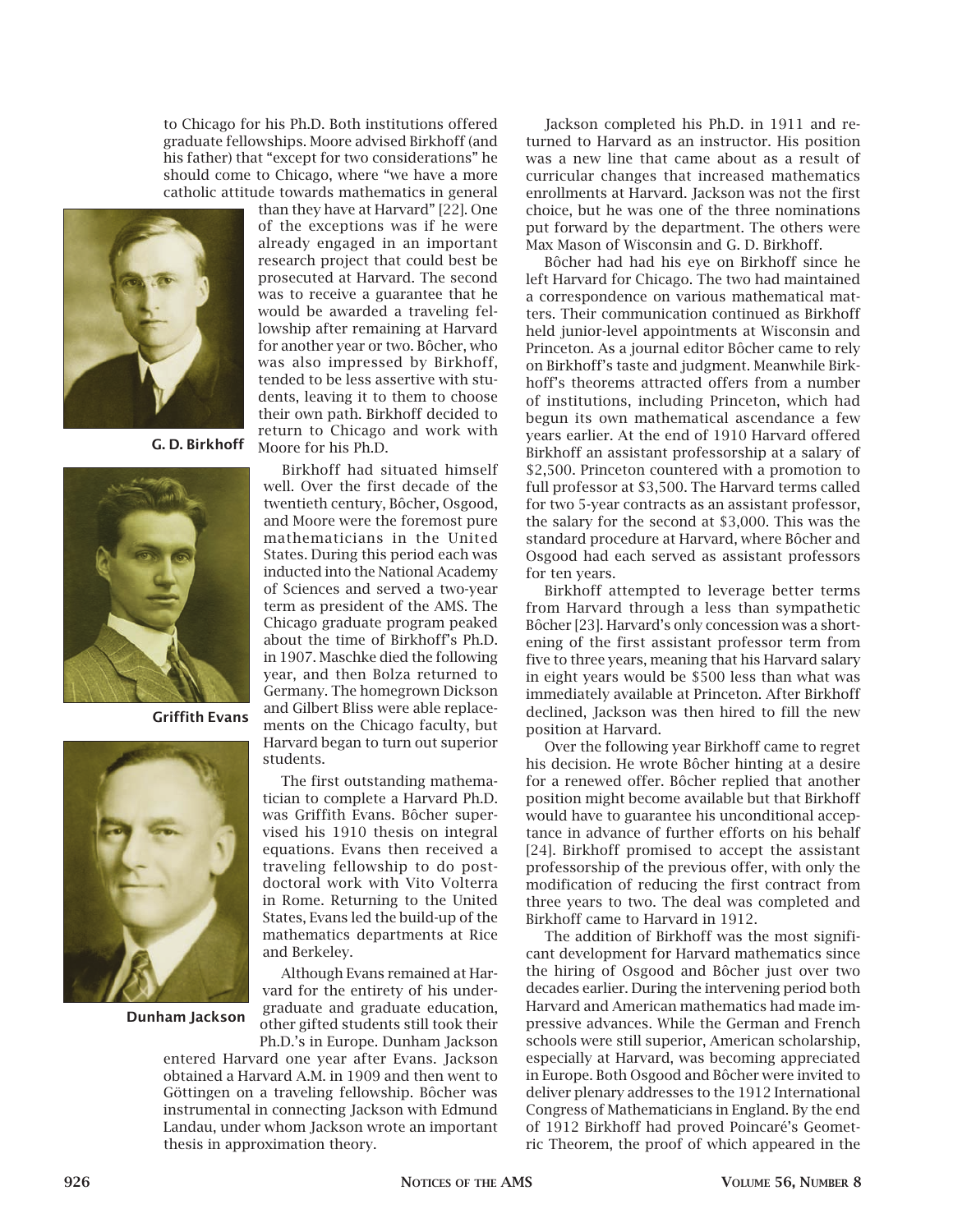to Chicago for his Ph.D. Both institutions offered graduate fellowships. Moore advised Birkhoff (and his father) that "except for two considerations" he should come to Chicago, where "we have a more catholic attitude towards mathematics in general than they have at Harvard" [22]. One of the exceptions was if he were already engaged in an important research project that could best be prosecuted at Harvard. The second was to receive a guarantee that he would be awarded a traveling fellowship after remaining at Harvard for another year or two. Bôcher, who was also impressed by Birkhoff, tended to be less assertive with students, leaving it to them to choose their own path. Birkhoff decided to return to Chicago and work with Moore for his Ph.D.

G. D. Birkhoff

Griffith Evans

Dunham Jackson

Birkhoff had situated himself well. Over the first decade of the twentieth century, Bôcher, Osgood, and Moore were the foremost pure mathematicians in the United States. During this period each was inducted into the National Academy of Sciences and served a two-year term as president of the AMS. The Chicago graduate program peaked about the time of Birkhoff's Ph.D. in 1907. Maschke died the following year, and then Bolza returned to Germany. The homegrown Dickson and Gilbert Bliss were able replacements on the Chicago faculty, but Harvard began to turn out superior students.

The first outstanding mathematician to complete a Harvard Ph.D. was Griffith Evans. Bôcher supervised his 1910 thesis on integral equations. Evans then received a traveling fellowship to do postdoctoral work with Vito Volterra in Rome. Returning to the United States, Evans led the build-up of the mathematics departments at Rice and Berkeley.

Although Evans remained at Harvard for the entirety of his undergraduate and graduate education, other gifted students still took their Ph.D.'s in Europe. Dunham Jackson entered Harvard one year after Evans. Jackson obtained a Harvard A.M. in 1909 and then went to Göttingen on a traveling fellowship. Bôcher was instrumental in connecting Jackson with Edmund Landau, under whom Jackson wrote an important thesis in approximation theory.

Jackson completed his Ph.D. in 1911 and returned to Harvard as an instructor. His position was a new line that came about as a result of curricular changes that increased mathematics enrollments at Harvard. Jackson was not the first choice, but he was one of the three nominations put forward by the department. The others were Max Mason of Wisconsin and G. D. Birkhoff.

Bôcher had had his eye on Birkhoff since he left Harvard for Chicago. The two had maintained a correspondence on various mathematical matters. Their communication continued as Birkhoff held junior-level appointments at Wisconsin and Princeton. As a journal editor Bôcher came to rely on Birkhoff's taste and judgment. Meanwhile Birkhoff's theorems attracted offers from a number of institutions, including Princeton, which had begun its own mathematical ascendance a few years earlier. At the end of 1910 Harvard offered Birkhoff an assistant professorship at a salary of $2,500. Princeton countered with a promotion to full professor at $3,500. The Harvard terms called for two 5-year contracts as an assistant professor, the salary for the second at $3,000. This was the standard procedure at Harvard, where Bôcher and Osgood had each served as assistant professors for ten years.

Birkhoff attempted to leverage better terms from Harvard through a less than sympathetic Bôcher [23]. Harvard's only concession was a shortening of the first assistant professor term from five to three years, meaning that his Harvard salary in eight years would be $500 less than what was immediately available at Princeton. After Birkhoff declined, Jackson was then hired to fill the new position at Harvard.

Over the following year Birkhoff came to regret his decision. He wrote Bôcher hinting at a desire for a renewed offer. Bôcher replied that another position might become available but that Birkhoff would have to guarantee his unconditional acceptance in advance of further efforts on his behalf [24]. Birkhoff promised to accept the assistant professorship of the previous offer, with only the modification of reducing the first contract from three years to two. The deal was completed and Birkhoff came to Harvard in 1912.

The addition of Birkhoff was the most significant development for Harvard mathematics since the hiring of Osgood and Bôcher just over two decades earlier. During the intervening period both Harvard and American mathematics had made impressive advances. While the German and French schools were still superior, American scholarship, especially at Harvard, was becoming appreciated in Europe. Both Osgood and Bôcher were invited to deliver plenary addresses to the 1912 International Congress of Mathematicians in England. By the end of 1912 Birkhoff had proved Poincaré's Geometric Theorem, the proof of which appeared in the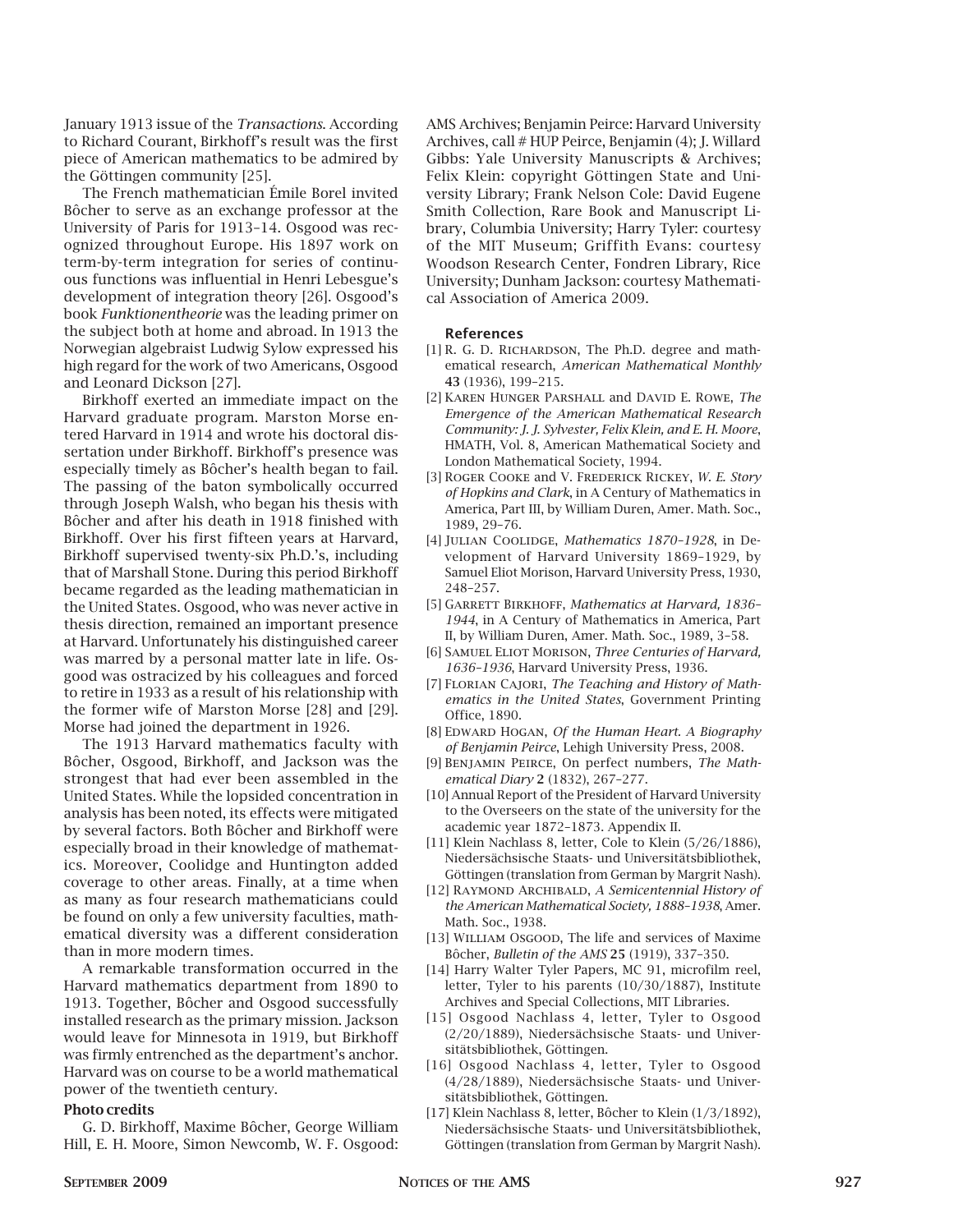January 1913 issue of the *Transactions*. According to Richard Courant, Birkhoff's result was the first piece of American mathematics to be admired by the Göttingen community [25].

The French mathematician Émile Borel invited Bôcher to serve as an exchange professor at the University of Paris for 1913–14. Osgood was recognized throughout Europe. His 1897 work on term-by-term integration for series of continuous functions was influential in Henri Lebesgue's development of integration theory [26]. Osgood's book *Funktionentheorie* was the leading primer on the subject both at home and abroad. In 1913 the Norwegian algebraist Ludwig Sylow expressed his high regard for the work of two Americans, Osgood and Leonard Dickson [27].

Birkhoff exerted an immediate impact on the Harvard graduate program. Marston Morse entered Harvard in 1914 and wrote his doctoral dissertation under Birkhoff. Birkhoff's presence was especially timely as Bôcher's health began to fail. The passing of the baton symbolically occurred through Joseph Walsh, who began his thesis with Bôcher and after his death in 1918 finished with Birkhoff. Over his first fifteen years at Harvard, Birkhoff supervised twenty-six Ph.D.'s, including that of Marshall Stone. During this period Birkhoff became regarded as the leading mathematician in the United States. Osgood, who was never active in thesis direction, remained an important presence at Harvard. Unfortunately his distinguished career was marred by a personal matter late in life. Osgood was ostracized by his colleagues and forced to retire in 1933 as a result of his relationship with the former wife of Marston Morse [28] and [29]. Morse had joined the department in 1926.

The 1913 Harvard mathematics faculty with Bôcher, Osgood, Birkhoff, and Jackson was the strongest that had ever been assembled in the United States. While the lopsided concentration in analysis has been noted, its effects were mitigated by several factors. Both Bôcher and Birkhoff were especially broad in their knowledge of mathematics. Moreover, Coolidge and Huntington added coverage to other areas. Finally, at a time when as many as four research mathematicians could be found on only a few university faculties, mathematical diversity was a different consideration than in more modern times.

A remarkable transformation occurred in the Harvard mathematics department from 1890 to 1913. Together, Bôcher and Osgood successfully installed research as the primary mission. Jackson would leave for Minnesota in 1919, but Birkhoff was firmly entrenched as the department's anchor. Harvard was on course to be a world mathematical power of the twentieth century.

### Photo credits

G. D. Birkhoff, Maxime Bôcher, George William Hill, E. H. Moore, Simon Newcomb, W. F. Osgood: AMS Archives; Benjamin Peirce: Harvard University Archives, call # HUP Peirce, Benjamin (4); J. Willard Gibbs: Yale University Manuscripts & Archives; Felix Klein: copyright Göttingen State and University Library; Frank Nelson Cole: David Eugene Smith Collection, Rare Book and Manuscript Library, Columbia University; Harry Tyler: courtesy of the MIT Museum; Griffith Evans: courtesy Woodson Research Center, Fondren Library, Rice University; Dunham Jackson: courtesy Mathematical Association of America 2009.

### References

[1] R. G. D. Richardson, The Ph.D. degree and mathematical research, *American Mathematical Monthly* **43** (1936), 199–215.

[2] Karen Hunger Parshall and David E. Rowe, *The Emergence of the American Mathematical Research Community: J. J. Sylvester, Felix Klein, and E. H. Moore*, HMATH, Vol. 8, American Mathematical Society and London Mathematical Society, 1994.

[3] Roger Cooke and V. Frederick Rickey, *W. E. Story of Hopkins and Clark*, in A Century of Mathematics in America, Part III, by William Duren, Amer. Math. Soc., 1989, 29–76.

[4] Julian Coolidge, *Mathematics 1870–1928*, in Development of Harvard University 1869–1929, by Samuel Eliot Morison, Harvard University Press, 1930, 248–257.

[5] Garrett Birkhoff, *Mathematics at Harvard, 1836–1944*, in A Century of Mathematics in America, Part II, by William Duren, Amer. Math. Soc., 1989, 3–58.

[6] Samuel Eliot Morison, *Three Centuries of Harvard, 1636–1936*, Harvard University Press, 1936.

[7] Florian Cajori, *The Teaching and History of Mathematics in the United States*, Government Printing Office, 1890.

[8] Edward Hogan, *Of the Human Heart. A Biography of Benjamin Peirce*, Lehigh University Press, 2008.

[9] Benjamin Peirce, On perfect numbers, *The Mathematical Diary* **2** (1832), 267–277.

[10] Annual Report of the President of Harvard University to the Overseers on the state of the university for the academic year 1872–1873. Appendix II.

[11] Klein Nachlass 8, letter, Cole to Klein (5/26/1886), Niedersächsische Staats- und Universitätsbibliothek, Göttingen (translation from German by Margrit Nash).

[12] Raymond Archibald, *A Semicentennial History of the American Mathematical Society, 1888–1938*, Amer. Math. Soc., 1938.

[13] William Osgood, The life and services of Maxime Bôcher, *Bulletin of the AMS* **25** (1919), 337–350.

[14] Harry Walter Tyler Papers, MC 91, microfilm reel, letter, Tyler to his parents (10/30/1887), Institute Archives and Special Collections, MIT Libraries.

[15] Osgood Nachlass 4, letter, Tyler to Osgood (2/20/1889), Niedersächsische Staats- und Universitätsbibliothek, Göttingen.

[16] Osgood Nachlass 4, letter, Tyler to Osgood (4/28/1889), Niedersächsische Staats- und Universitätsbibliothek, Göttingen.

[17] Klein Nachlass 8, letter, Bôcher to Klein (1/3/1892), Niedersächsische Staats- und Universitätsbibliothek, Göttingen (translation from German by Margrit Nash).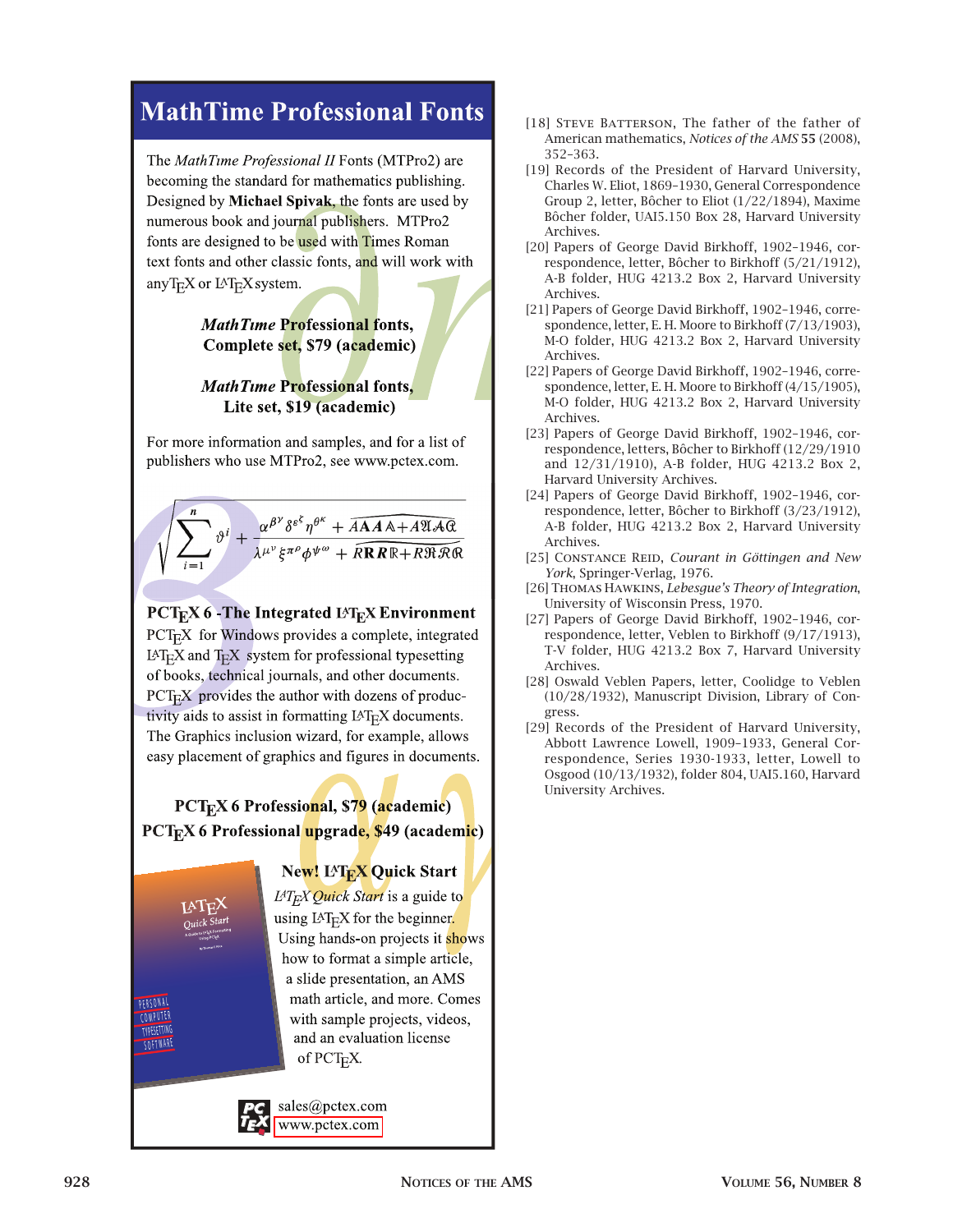# MathTime Professional Fonts

The *MathTime Professional II* Fonts (MTPro2) are becoming the standard for mathematics publishing. Designed by **Michael Spivak**, the fonts are used by numerous book and journal publishers. MTPro2 fonts are designed to be used with Times Roman text fonts and other classic fonts, and will work with any TEX or LATEX system.

***MathTime* Professional fonts, Complete set, $79 (academic)**

***MathTime* Professional fonts, Lite set, $19 (academic)**

For more information and samples, and for a list of publishers who use MTPro2, see www.pctex.com.

$$\sqrt{\sum_{i=1}^{n} \vartheta^i + \frac{\alpha^{\beta^\gamma}\delta^{\varepsilon^\zeta}\eta^{\theta^\kappa} + \overline{A\mathbf{A}\mathbb{A}\mathbb{A}+A\mathfrak{A}\mathcal{A}\mathbb{Q}}}{\lambda^{\mu^\nu}\xi^{\pi^\rho}\phi^{\psi^\omega} + \overline{R\mathbf{R}\mathbb{R}\mathbb{R}+R\mathfrak{R}\mathcal{R}\mathbb{R}}}}$$

**PCTEX 6 -The Integrated LATEX Environment**

PCTEX for Windows provides a complete, integrated LATEX and TEX system for professional typesetting of books, technical journals, and other documents. PCTEX provides the author with dozens of productivity aids to assist in formatting LATEX documents. The Graphics inclusion wizard, for example, allows easy placement of graphics and figures in documents.

**PCTEX 6 Professional, $79 (academic)**
**PCTEX 6 Professional upgrade, $49 (academic)**

**New! LATEX Quick Start**

*LATEX Quick Start* is a guide to using LATEX for the beginner. Using hands-on projects it shows how to format a simple article, a slide presentation, an AMS math article, and more. Comes with sample projects, videos, and an evaluation license of PCTEX.

sales@pctex.com
www.pctex.com

[18] STEVE BATTERSON, The father of the father of American mathematics, *Notices of the AMS* **55** (2008), 352–363.

[19] Records of the President of Harvard University, Charles W. Eliot, 1869–1930, General Correspondence Group 2, letter, Bôcher to Eliot (1/22/1894), Maxime Bôcher folder, UAI5.150 Box 28, Harvard University Archives.

[20] Papers of George David Birkhoff, 1902–1946, correspondence, letter, Bôcher to Birkhoff (5/21/1912), A-B folder, HUG 4213.2 Box 2, Harvard University Archives.

[21] Papers of George David Birkhoff, 1902–1946, correspondence, letter, E. H. Moore to Birkhoff (7/13/1903), M-O folder, HUG 4213.2 Box 2, Harvard University Archives.

[22] Papers of George David Birkhoff, 1902–1946, correspondence, letter, E. H. Moore to Birkhoff (4/15/1905), M-O folder, HUG 4213.2 Box 2, Harvard University Archives.

[23] Papers of George David Birkhoff, 1902–1946, correspondence, letters, Bôcher to Birkhoff (12/29/1910 and 12/31/1910), A-B folder, HUG 4213.2 Box 2, Harvard University Archives.

[24] Papers of George David Birkhoff, 1902–1946, correspondence, letter, Bôcher to Birkhoff (3/23/1912), A-B folder, HUG 4213.2 Box 2, Harvard University Archives.

[25] CONSTANCE REID, *Courant in Göttingen and New York*, Springer-Verlag, 1976.

[26] THOMAS HAWKINS, *Lebesgue's Theory of Integration*, University of Wisconsin Press, 1970.

[27] Papers of George David Birkhoff, 1902–1946, correspondence, letter, Veblen to Birkhoff (9/17/1913), T-V folder, HUG 4213.2 Box 7, Harvard University Archives.

[28] Oswald Veblen Papers, letter, Coolidge to Veblen (10/28/1932), Manuscript Division, Library of Congress.

[29] Records of the President of Harvard University, Abbott Lawrence Lowell, 1909–1933, General Correspondence, Series 1930-1933, letter, Lowell to Osgood (10/13/1932), folder 804, UAI5.160, Harvard University Archives.